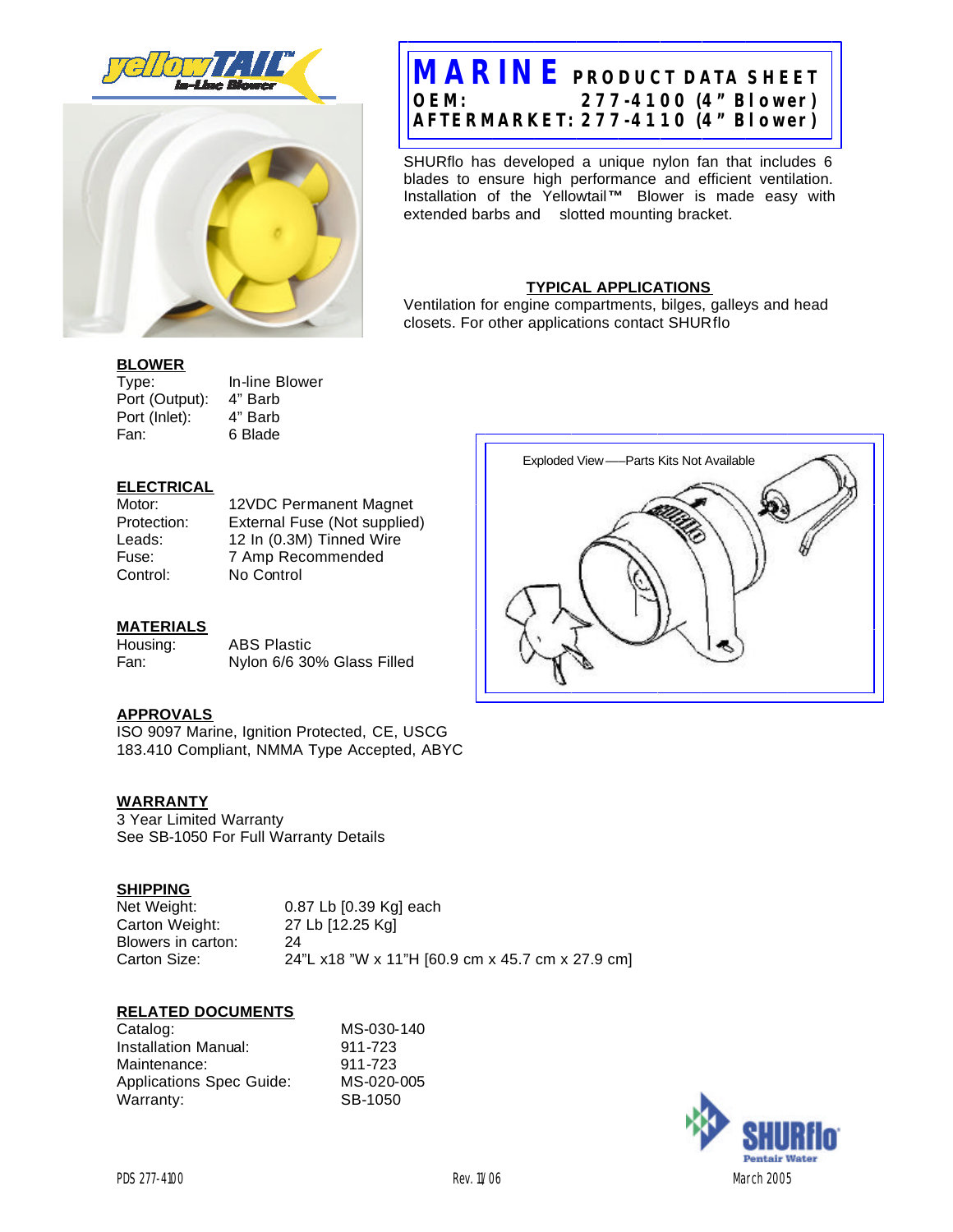# MARINE PRODUCT DATA SHEET

**OEM: 277-4100 (4" Blower)**
**AFTERMARKET: 277-4110 (4" Blower)**

SHURflo has developed a unique nylon fan that includes 6 blades to ensure high performance and efficient ventilation. Installation of the Yellowtail™ Blower is made easy with extended barbs and slotted mounting bracket.

## TYPICAL APPLICATIONS

Ventilation for engine compartments, bilges, galleys and head closets. For other applications contact SHURflo

## BLOWER

| | |
|---|---|
| Type: | In-line Blower |
| Port (Output): | 4" Barb |
| Port (Inlet): | 4" Barb |
| Fan: | 6 Blade |

## ELECTRICAL

| | |
|---|---|
| Motor: | 12VDC Permanent Magnet |
| Protection: | External Fuse (Not supplied) |
| Leads: | 12 In (0.3M) Tinned Wire |
| Fuse: | 7 Amp Recommended |
| Control: | No Control |

Exploded View—Parts Kits Not Available

## MATERIALS

| | |
|---|---|
| Housing: | ABS Plastic |
| Fan: | Nylon 6/6 30% Glass Filled |

## APPROVALS

ISO 9097 Marine, Ignition Protected, CE, USCG 183.410 Compliant, NMMA Type Accepted, ABYC

## WARRANTY

3 Year Limited Warranty
See SB-1050 For Full Warranty Details

## SHIPPING

| | |
|---|---|
| Net Weight: | 0.87 Lb [0.39 Kg] each |
| Carton Weight: | 27 Lb [12.25 Kg] |
| Blowers in carton: | 24 |
| Carton Size: | 24"L x18 "W x 11"H [60.9 cm x 45.7 cm x 27.9 cm] |

## RELATED DOCUMENTS

| | |
|---|---|
| Catalog: | MS-030-140 |
| Installation Manual: | 911-723 |
| Maintenance: | 911-723 |
| Applications Spec Guide: | MS-020-005 |
| Warranty: | SB-1050 |

PDS 277-4100 Rev. 11/06 March 2005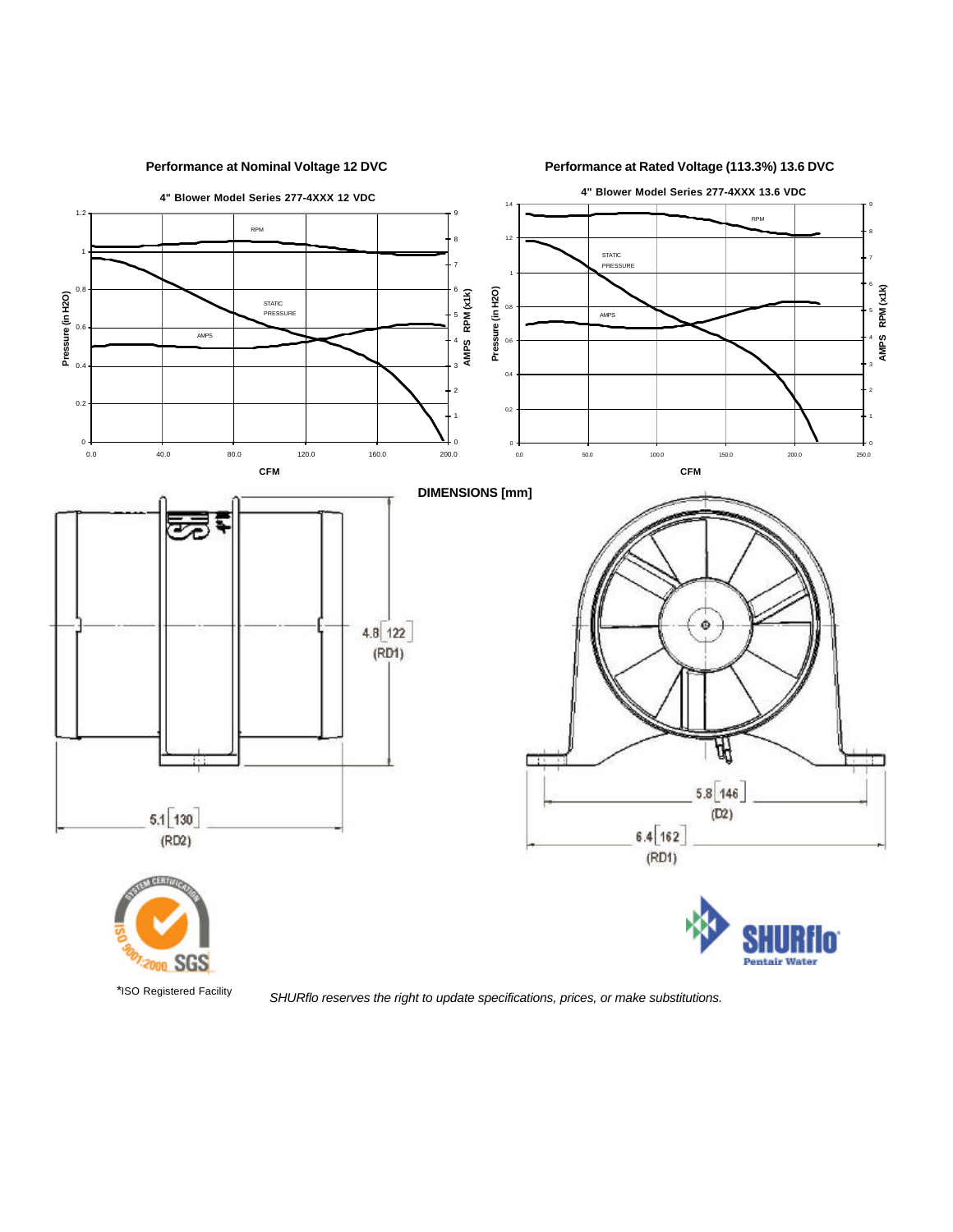## Performance at Nominal Voltage 12 DVC

4" Blower Model Series 277-4XXX 12 VDC

Pressure (in H2O)

1.2
1
0.8
0.6
0.4
0.2
0

AMPS RPM (x1k)

9
8
7
6
5
4
3
2
1
0

RPM

STATIC PRESSURE

AMPS

0.0
40.0
80.0
120.0
160.0
200.0

CFM

## Performance at Rated Voltage (113.3%) 13.6 DVC

4" Blower Model Series 277-4XXX 13.6 VDC

Pressure (in H2O)

1.4
1.2
1
0.8
0.6
0.4
0.2
0

AMPS RPM (x1k)

9
8
7
6
5
4
3
2
1
0

RPM

STATIC PRESSURE

AMPS

0.0
50.0
100.0
150.0
200.0
250.0

CFM

## DIMENSIONS [mm]

4.8 [122]
(RD1)

5.1 [130]
(RD2)

5.8 [146]
(D2)

6.4 [162]
(RD1)

SYSTEM CERTIFICATION
ISO 9001:2000 SGS

SHURflo
Pentair Water

*ISO Registered Facility

*SHURflo reserves the right to update specifications, prices, or make substitutions.*